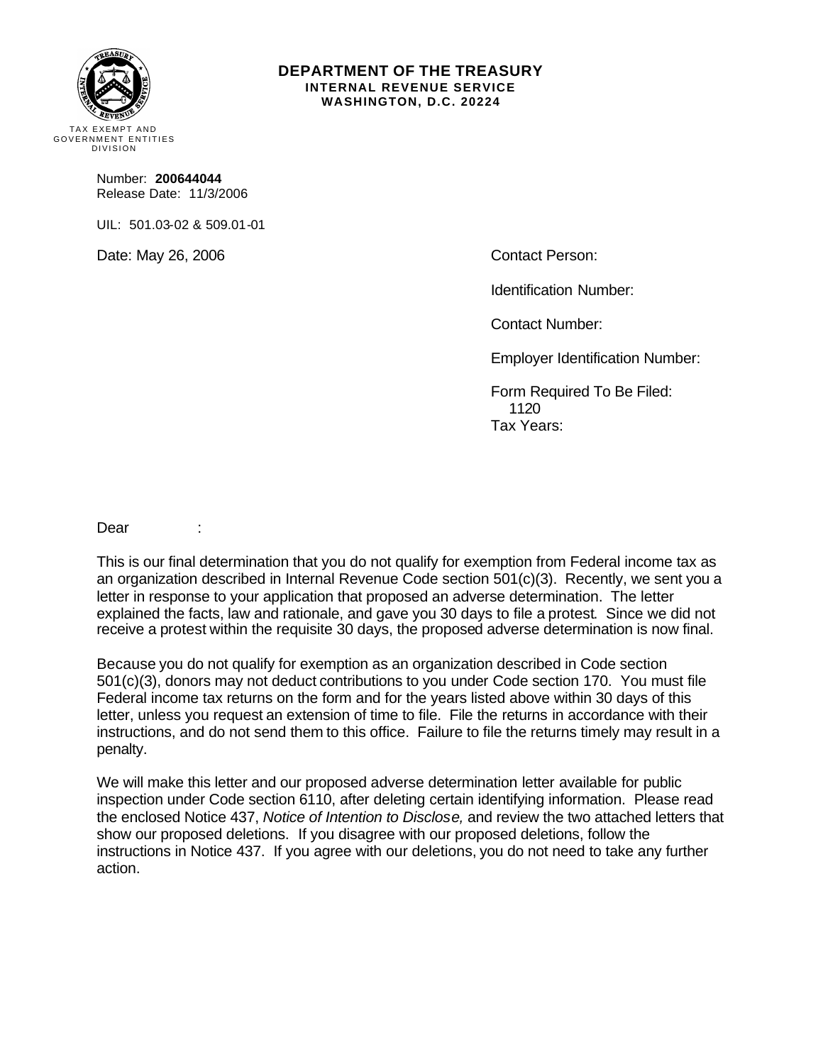TAX EXEMPT AND GOVERNMENT ENTITIES DIVISION

**DEPARTMENT OF THE TREASURY**
**INTERNAL REVENUE SERVICE**
**WASHINGTON, D.C. 20224**

Number: **200644044**
Release Date: 11/3/2006

UIL: 501.03-02 & 509.01-01

Date: May 26, 2006

Contact Person:

Identification Number:

Contact Number:

Employer Identification Number:

Form Required To Be Filed:
1120
Tax Years:

Dear :

This is our final determination that you do not qualify for exemption from Federal income tax as an organization described in Internal Revenue Code section 501(c)(3). Recently, we sent you a letter in response to your application that proposed an adverse determination. The letter explained the facts, law and rationale, and gave you 30 days to file a protest. Since we did not receive a protest within the requisite 30 days, the proposed adverse determination is now final.

Because you do not qualify for exemption as an organization described in Code section 501(c)(3), donors may not deduct contributions to you under Code section 170. You must file Federal income tax returns on the form and for the years listed above within 30 days of this letter, unless you request an extension of time to file. File the returns in accordance with their instructions, and do not send them to this office. Failure to file the returns timely may result in a penalty.

We will make this letter and our proposed adverse determination letter available for public inspection under Code section 6110, after deleting certain identifying information. Please read the enclosed Notice 437, *Notice of Intention to Disclose,* and review the two attached letters that show our proposed deletions. If you disagree with our proposed deletions, follow the instructions in Notice 437. If you agree with our deletions, you do not need to take any further action.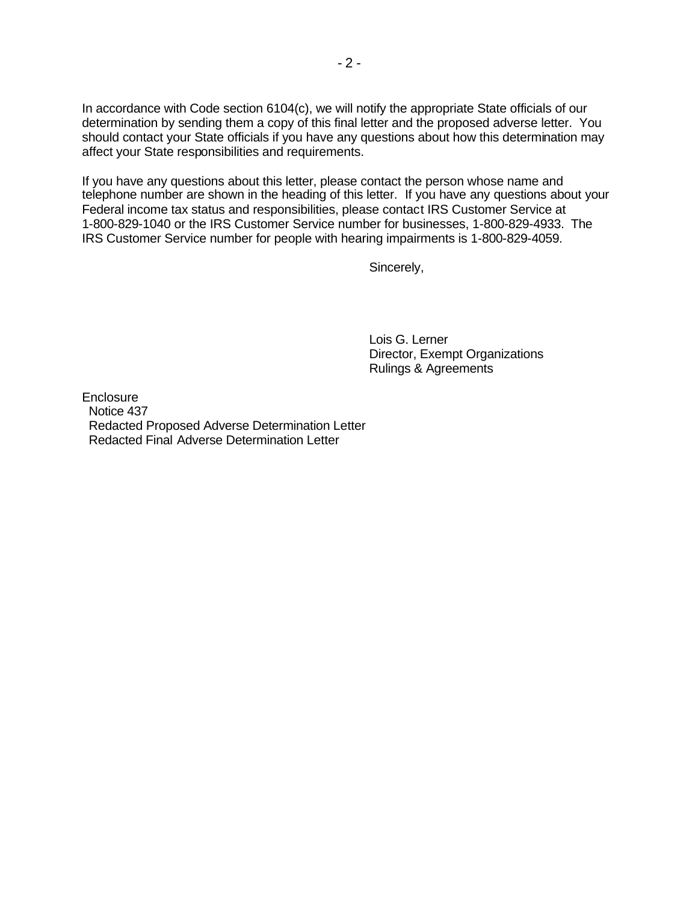In accordance with Code section 6104(c), we will notify the appropriate State officials of our determination by sending them a copy of this final letter and the proposed adverse letter. You should contact your State officials if you have any questions about how this determination may affect your State responsibilities and requirements.

If you have any questions about this letter, please contact the person whose name and telephone number are shown in the heading of this letter. If you have any questions about your Federal income tax status and responsibilities, please contact IRS Customer Service at 1-800-829-1040 or the IRS Customer Service number for businesses, 1-800-829-4933. The IRS Customer Service number for people with hearing impairments is 1-800-829-4059.

Sincerely,

Lois G. Lerner
Director, Exempt Organizations
Rulings & Agreements

Enclosure
Notice 437
Redacted Proposed Adverse Determination Letter
Redacted Final Adverse Determination Letter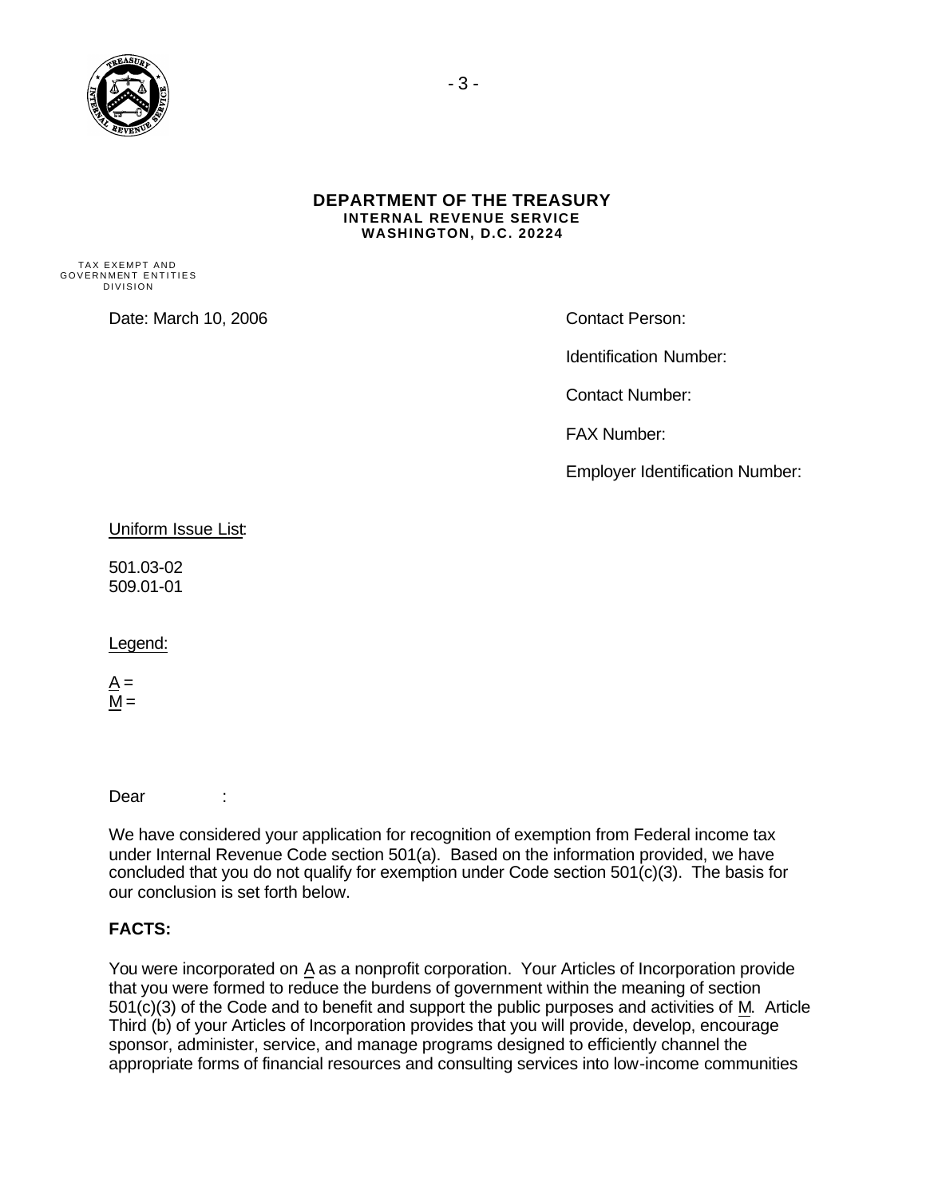**DEPARTMENT OF THE TREASURY**
**INTERNAL REVENUE SERVICE**
**WASHINGTON, D.C. 20224**

TAX EXEMPT AND GOVERNMENT ENTITIES DIVISION

Date: March 10, 2006

Contact Person:

Identification Number:

Contact Number:

FAX Number:

Employer Identification Number:

Uniform Issue List:

501.03-02
509.01-01

Legend:

A =
M =

Dear :

We have considered your application for recognition of exemption from Federal income tax under Internal Revenue Code section 501(a). Based on the information provided, we have concluded that you do not qualify for exemption under Code section 501(c)(3). The basis for our conclusion is set forth below.

**FACTS:**

You were incorporated on A as a nonprofit corporation. Your Articles of Incorporation provide that you were formed to reduce the burdens of government within the meaning of section 501(c)(3) of the Code and to benefit and support the public purposes and activities of M. Article Third (b) of your Articles of Incorporation provides that you will provide, develop, encourage sponsor, administer, service, and manage programs designed to efficiently channel the appropriate forms of financial resources and consulting services into low-income communities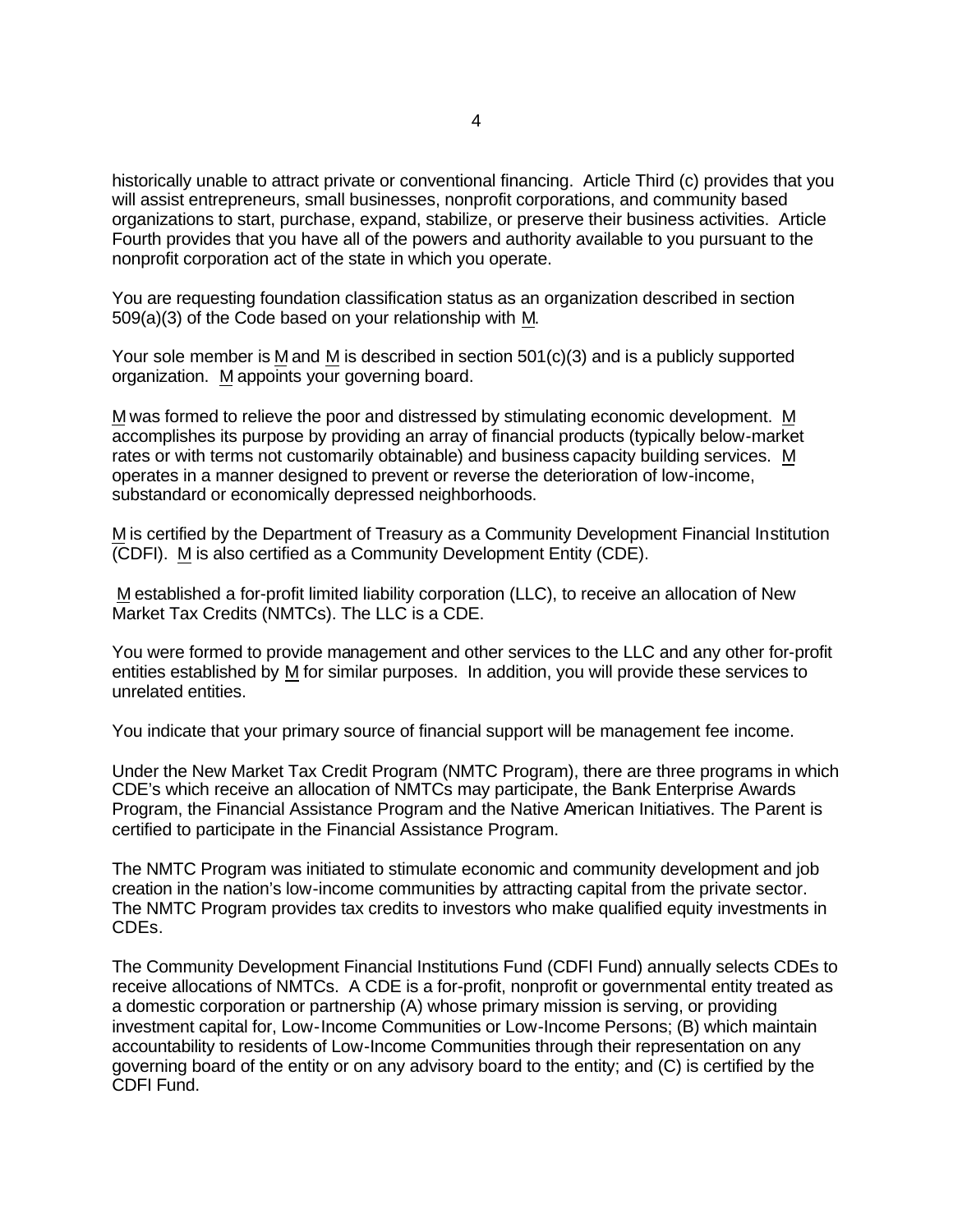historically unable to attract private or conventional financing. Article Third (c) provides that you will assist entrepreneurs, small businesses, nonprofit corporations, and community based organizations to start, purchase, expand, stabilize, or preserve their business activities. Article Fourth provides that you have all of the powers and authority available to you pursuant to the nonprofit corporation act of the state in which you operate.

You are requesting foundation classification status as an organization described in section 509(a)(3) of the Code based on your relationship with M.

Your sole member is M and M is described in section 501(c)(3) and is a publicly supported organization. M appoints your governing board.

M was formed to relieve the poor and distressed by stimulating economic development. M accomplishes its purpose by providing an array of financial products (typically below-market rates or with terms not customarily obtainable) and business capacity building services. M operates in a manner designed to prevent or reverse the deterioration of low-income, substandard or economically depressed neighborhoods.

M is certified by the Department of Treasury as a Community Development Financial Institution (CDFI). M is also certified as a Community Development Entity (CDE).

M established a for-profit limited liability corporation (LLC), to receive an allocation of New Market Tax Credits (NMTCs). The LLC is a CDE.

You were formed to provide management and other services to the LLC and any other for-profit entities established by M for similar purposes. In addition, you will provide these services to unrelated entities.

You indicate that your primary source of financial support will be management fee income.

Under the New Market Tax Credit Program (NMTC Program), there are three programs in which CDE's which receive an allocation of NMTCs may participate, the Bank Enterprise Awards Program, the Financial Assistance Program and the Native American Initiatives. The Parent is certified to participate in the Financial Assistance Program.

The NMTC Program was initiated to stimulate economic and community development and job creation in the nation's low-income communities by attracting capital from the private sector. The NMTC Program provides tax credits to investors who make qualified equity investments in CDEs.

The Community Development Financial Institutions Fund (CDFI Fund) annually selects CDEs to receive allocations of NMTCs. A CDE is a for-profit, nonprofit or governmental entity treated as a domestic corporation or partnership (A) whose primary mission is serving, or providing investment capital for, Low-Income Communities or Low-Income Persons; (B) which maintain accountability to residents of Low-Income Communities through their representation on any governing board of the entity or on any advisory board to the entity; and (C) is certified by the CDFI Fund.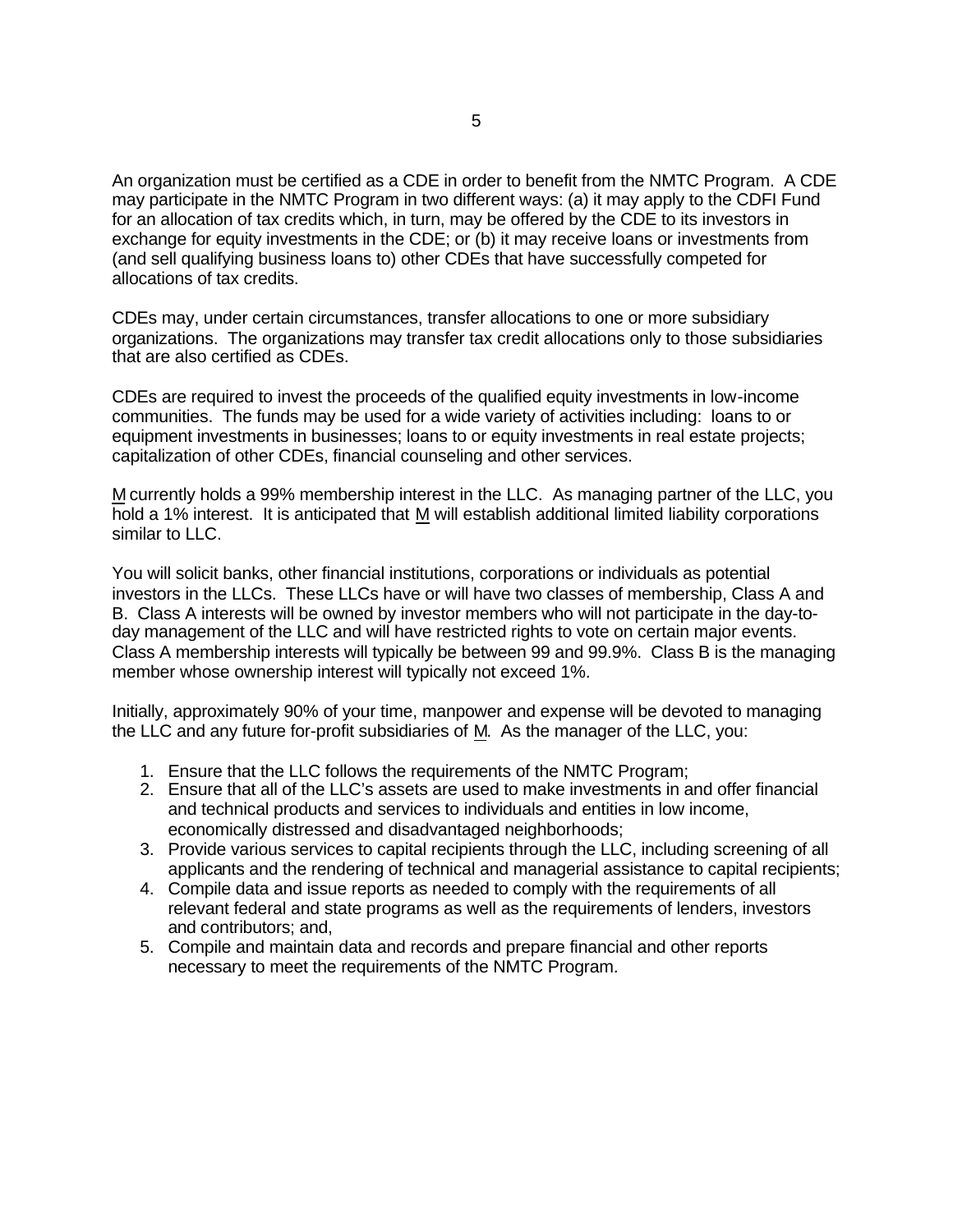An organization must be certified as a CDE in order to benefit from the NMTC Program. A CDE may participate in the NMTC Program in two different ways: (a) it may apply to the CDFI Fund for an allocation of tax credits which, in turn, may be offered by the CDE to its investors in exchange for equity investments in the CDE; or (b) it may receive loans or investments from (and sell qualifying business loans to) other CDEs that have successfully competed for allocations of tax credits.

CDEs may, under certain circumstances, transfer allocations to one or more subsidiary organizations. The organizations may transfer tax credit allocations only to those subsidiaries that are also certified as CDEs.

CDEs are required to invest the proceeds of the qualified equity investments in low-income communities. The funds may be used for a wide variety of activities including: loans to or equipment investments in businesses; loans to or equity investments in real estate projects; capitalization of other CDEs, financial counseling and other services.

M currently holds a 99% membership interest in the LLC. As managing partner of the LLC, you hold a 1% interest. It is anticipated that M will establish additional limited liability corporations similar to LLC.

You will solicit banks, other financial institutions, corporations or individuals as potential investors in the LLCs. These LLCs have or will have two classes of membership, Class A and B. Class A interests will be owned by investor members who will not participate in the day-to-day management of the LLC and will have restricted rights to vote on certain major events. Class A membership interests will typically be between 99 and 99.9%. Class B is the managing member whose ownership interest will typically not exceed 1%.

Initially, approximately 90% of your time, manpower and expense will be devoted to managing the LLC and any future for-profit subsidiaries of M. As the manager of the LLC, you:

1. Ensure that the LLC follows the requirements of the NMTC Program;
2. Ensure that all of the LLC's assets are used to make investments in and offer financial and technical products and services to individuals and entities in low income, economically distressed and disadvantaged neighborhoods;
3. Provide various services to capital recipients through the LLC, including screening of all applicants and the rendering of technical and managerial assistance to capital recipients;
4. Compile data and issue reports as needed to comply with the requirements of all relevant federal and state programs as well as the requirements of lenders, investors and contributors; and,
5. Compile and maintain data and records and prepare financial and other reports necessary to meet the requirements of the NMTC Program.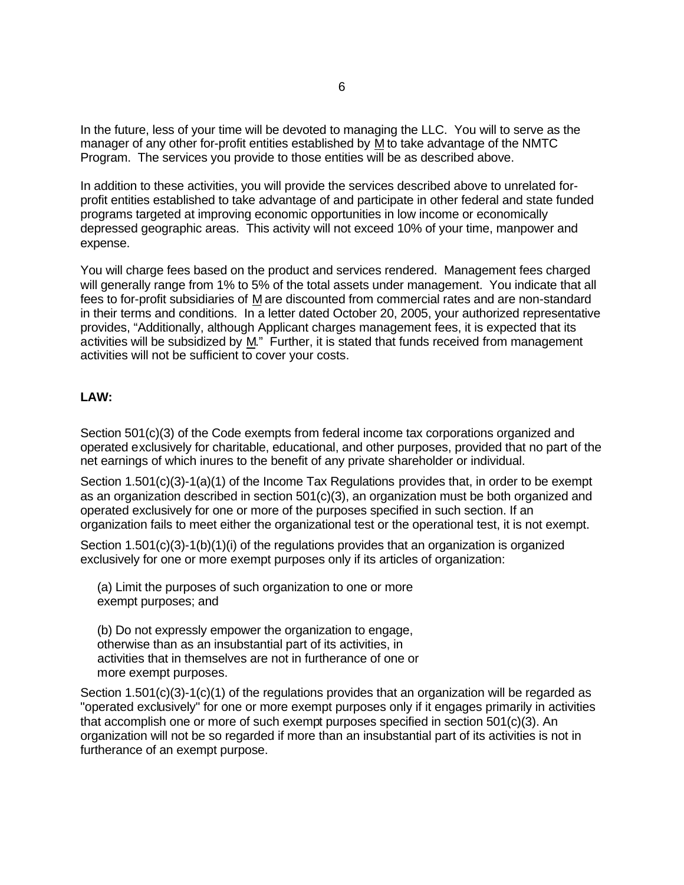In the future, less of your time will be devoted to managing the LLC. You will to serve as the manager of any other for-profit entities established by M to take advantage of the NMTC Program. The services you provide to those entities will be as described above.

In addition to these activities, you will provide the services described above to unrelated for-profit entities established to take advantage of and participate in other federal and state funded programs targeted at improving economic opportunities in low income or economically depressed geographic areas. This activity will not exceed 10% of your time, manpower and expense.

You will charge fees based on the product and services rendered. Management fees charged will generally range from 1% to 5% of the total assets under management. You indicate that all fees to for-profit subsidiaries of M are discounted from commercial rates and are non-standard in their terms and conditions. In a letter dated October 20, 2005, your authorized representative provides, "Additionally, although Applicant charges management fees, it is expected that its activities will be subsidized by M." Further, it is stated that funds received from management activities will not be sufficient to cover your costs.

**LAW:**

Section 501(c)(3) of the Code exempts from federal income tax corporations organized and operated exclusively for charitable, educational, and other purposes, provided that no part of the net earnings of which inures to the benefit of any private shareholder or individual.

Section 1.501(c)(3)-1(a)(1) of the Income Tax Regulations provides that, in order to be exempt as an organization described in section 501(c)(3), an organization must be both organized and operated exclusively for one or more of the purposes specified in such section. If an organization fails to meet either the organizational test or the operational test, it is not exempt.

Section 1.501(c)(3)-1(b)(1)(i) of the regulations provides that an organization is organized exclusively for one or more exempt purposes only if its articles of organization:

(a) Limit the purposes of such organization to one or more exempt purposes; and

(b) Do not expressly empower the organization to engage, otherwise than as an insubstantial part of its activities, in activities that in themselves are not in furtherance of one or more exempt purposes.

Section 1.501(c)(3)-1(c)(1) of the regulations provides that an organization will be regarded as "operated exclusively" for one or more exempt purposes only if it engages primarily in activities that accomplish one or more of such exempt purposes specified in section 501(c)(3). An organization will not be so regarded if more than an insubstantial part of its activities is not in furtherance of an exempt purpose.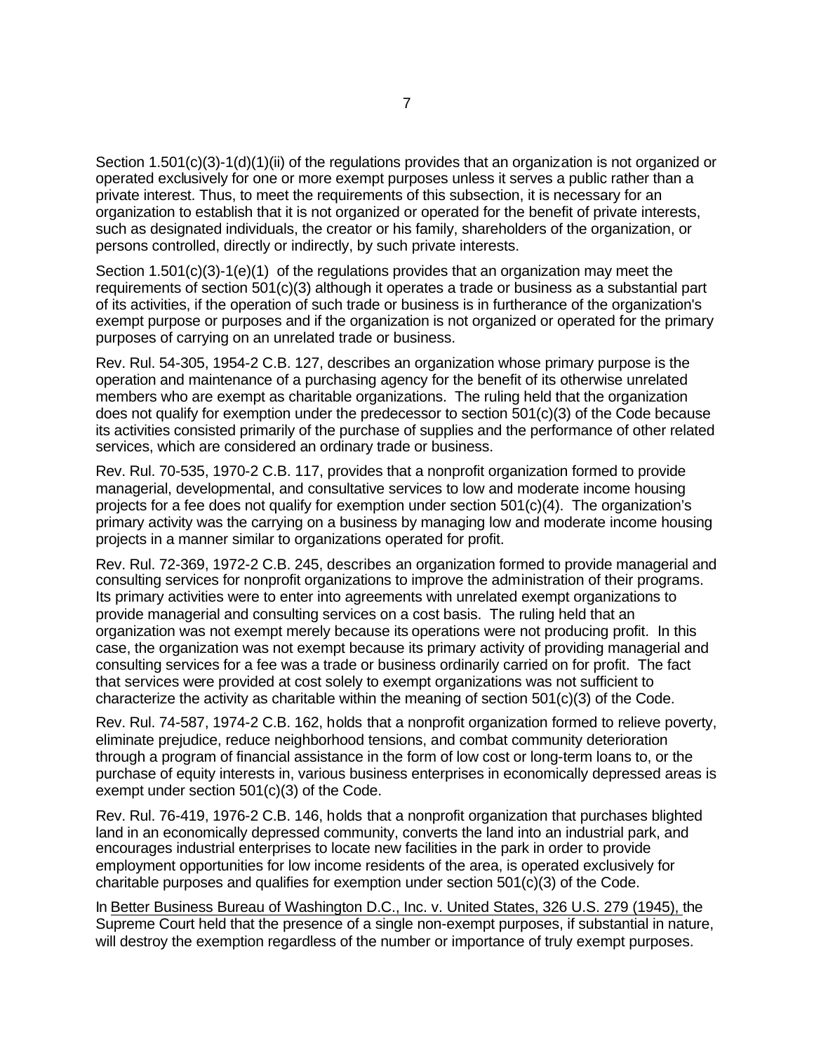Section 1.501(c)(3)-1(d)(1)(ii) of the regulations provides that an organization is not organized or operated exclusively for one or more exempt purposes unless it serves a public rather than a private interest. Thus, to meet the requirements of this subsection, it is necessary for an organization to establish that it is not organized or operated for the benefit of private interests, such as designated individuals, the creator or his family, shareholders of the organization, or persons controlled, directly or indirectly, by such private interests.

Section 1.501(c)(3)-1(e)(1) of the regulations provides that an organization may meet the requirements of section 501(c)(3) although it operates a trade or business as a substantial part of its activities, if the operation of such trade or business is in furtherance of the organization's exempt purpose or purposes and if the organization is not organized or operated for the primary purposes of carrying on an unrelated trade or business.

Rev. Rul. 54-305, 1954-2 C.B. 127, describes an organization whose primary purpose is the operation and maintenance of a purchasing agency for the benefit of its otherwise unrelated members who are exempt as charitable organizations. The ruling held that the organization does not qualify for exemption under the predecessor to section 501(c)(3) of the Code because its activities consisted primarily of the purchase of supplies and the performance of other related services, which are considered an ordinary trade or business.

Rev. Rul. 70-535, 1970-2 C.B. 117, provides that a nonprofit organization formed to provide managerial, developmental, and consultative services to low and moderate income housing projects for a fee does not qualify for exemption under section 501(c)(4). The organization's primary activity was the carrying on a business by managing low and moderate income housing projects in a manner similar to organizations operated for profit.

Rev. Rul. 72-369, 1972-2 C.B. 245, describes an organization formed to provide managerial and consulting services for nonprofit organizations to improve the administration of their programs. Its primary activities were to enter into agreements with unrelated exempt organizations to provide managerial and consulting services on a cost basis. The ruling held that an organization was not exempt merely because its operations were not producing profit. In this case, the organization was not exempt because its primary activity of providing managerial and consulting services for a fee was a trade or business ordinarily carried on for profit. The fact that services were provided at cost solely to exempt organizations was not sufficient to characterize the activity as charitable within the meaning of section 501(c)(3) of the Code.

Rev. Rul. 74-587, 1974-2 C.B. 162, holds that a nonprofit organization formed to relieve poverty, eliminate prejudice, reduce neighborhood tensions, and combat community deterioration through a program of financial assistance in the form of low cost or long-term loans to, or the purchase of equity interests in, various business enterprises in economically depressed areas is exempt under section 501(c)(3) of the Code.

Rev. Rul. 76-419, 1976-2 C.B. 146, holds that a nonprofit organization that purchases blighted land in an economically depressed community, converts the land into an industrial park, and encourages industrial enterprises to locate new facilities in the park in order to provide employment opportunities for low income residents of the area, is operated exclusively for charitable purposes and qualifies for exemption under section 501(c)(3) of the Code.

In Better Business Bureau of Washington D.C., Inc. v. United States, 326 U.S. 279 (1945), the Supreme Court held that the presence of a single non-exempt purposes, if substantial in nature, will destroy the exemption regardless of the number or importance of truly exempt purposes.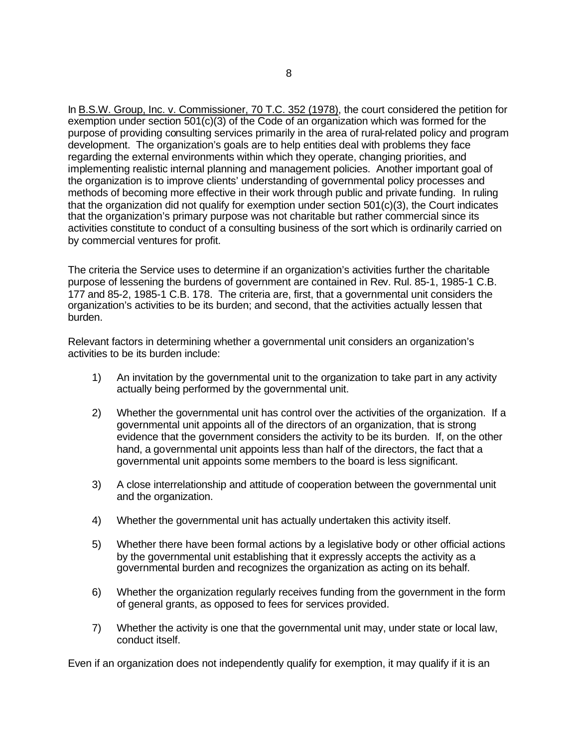In B.S.W. Group, Inc. v. Commissioner, 70 T.C. 352 (1978), the court considered the petition for exemption under section 501(c)(3) of the Code of an organization which was formed for the purpose of providing consulting services primarily in the area of rural-related policy and program development. The organization's goals are to help entities deal with problems they face regarding the external environments within which they operate, changing priorities, and implementing realistic internal planning and management policies. Another important goal of the organization is to improve clients' understanding of governmental policy processes and methods of becoming more effective in their work through public and private funding. In ruling that the organization did not qualify for exemption under section 501(c)(3), the Court indicates that the organization's primary purpose was not charitable but rather commercial since its activities constitute to conduct of a consulting business of the sort which is ordinarily carried on by commercial ventures for profit.

The criteria the Service uses to determine if an organization's activities further the charitable purpose of lessening the burdens of government are contained in Rev. Rul. 85-1, 1985-1 C.B. 177 and 85-2, 1985-1 C.B. 178. The criteria are, first, that a governmental unit considers the organization's activities to be its burden; and second, that the activities actually lessen that burden.

Relevant factors in determining whether a governmental unit considers an organization's activities to be its burden include:

1) An invitation by the governmental unit to the organization to take part in any activity actually being performed by the governmental unit.

2) Whether the governmental unit has control over the activities of the organization. If a governmental unit appoints all of the directors of an organization, that is strong evidence that the government considers the activity to be its burden. If, on the other hand, a governmental unit appoints less than half of the directors, the fact that a governmental unit appoints some members to the board is less significant.

3) A close interrelationship and attitude of cooperation between the governmental unit and the organization.

4) Whether the governmental unit has actually undertaken this activity itself.

5) Whether there have been formal actions by a legislative body or other official actions by the governmental unit establishing that it expressly accepts the activity as a governmental burden and recognizes the organization as acting on its behalf.

6) Whether the organization regularly receives funding from the government in the form of general grants, as opposed to fees for services provided.

7) Whether the activity is one that the governmental unit may, under state or local law, conduct itself.

Even if an organization does not independently qualify for exemption, it may qualify if it is an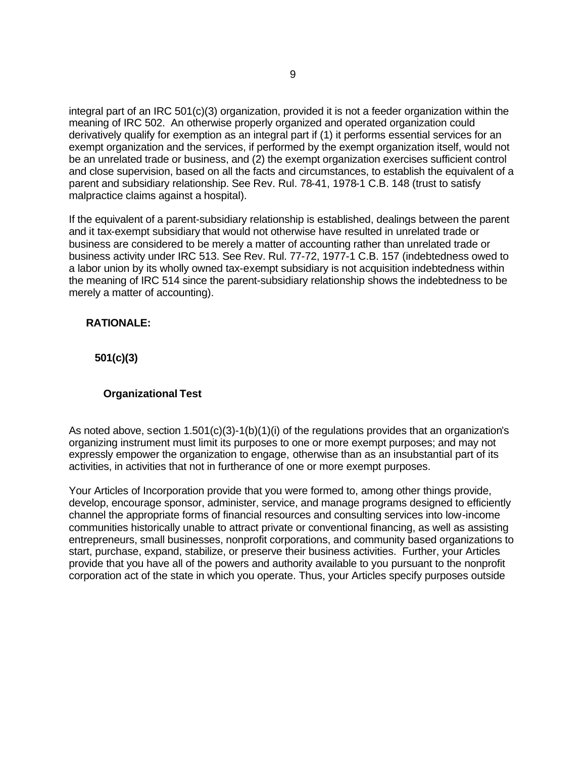integral part of an IRC 501(c)(3) organization, provided it is not a feeder organization within the meaning of IRC 502. An otherwise properly organized and operated organization could derivatively qualify for exemption as an integral part if (1) it performs essential services for an exempt organization and the services, if performed by the exempt organization itself, would not be an unrelated trade or business, and (2) the exempt organization exercises sufficient control and close supervision, based on all the facts and circumstances, to establish the equivalent of a parent and subsidiary relationship. See Rev. Rul. 78-41, 1978-1 C.B. 148 (trust to satisfy malpractice claims against a hospital).

If the equivalent of a parent-subsidiary relationship is established, dealings between the parent and it tax-exempt subsidiary that would not otherwise have resulted in unrelated trade or business are considered to be merely a matter of accounting rather than unrelated trade or business activity under IRC 513. See Rev. Rul. 77-72, 1977-1 C.B. 157 (indebtedness owed to a labor union by its wholly owned tax-exempt subsidiary is not acquisition indebtedness within the meaning of IRC 514 since the parent-subsidiary relationship shows the indebtedness to be merely a matter of accounting).

## RATIONALE:

### 501(c)(3)

#### Organizational Test

As noted above, section 1.501(c)(3)-1(b)(1)(i) of the regulations provides that an organization's organizing instrument must limit its purposes to one or more exempt purposes; and may not expressly empower the organization to engage, otherwise than as an insubstantial part of its activities, in activities that not in furtherance of one or more exempt purposes.

Your Articles of Incorporation provide that you were formed to, among other things provide, develop, encourage sponsor, administer, service, and manage programs designed to efficiently channel the appropriate forms of financial resources and consulting services into low-income communities historically unable to attract private or conventional financing, as well as assisting entrepreneurs, small businesses, nonprofit corporations, and community based organizations to start, purchase, expand, stabilize, or preserve their business activities. Further, your Articles provide that you have all of the powers and authority available to you pursuant to the nonprofit corporation act of the state in which you operate. Thus, your Articles specify purposes outside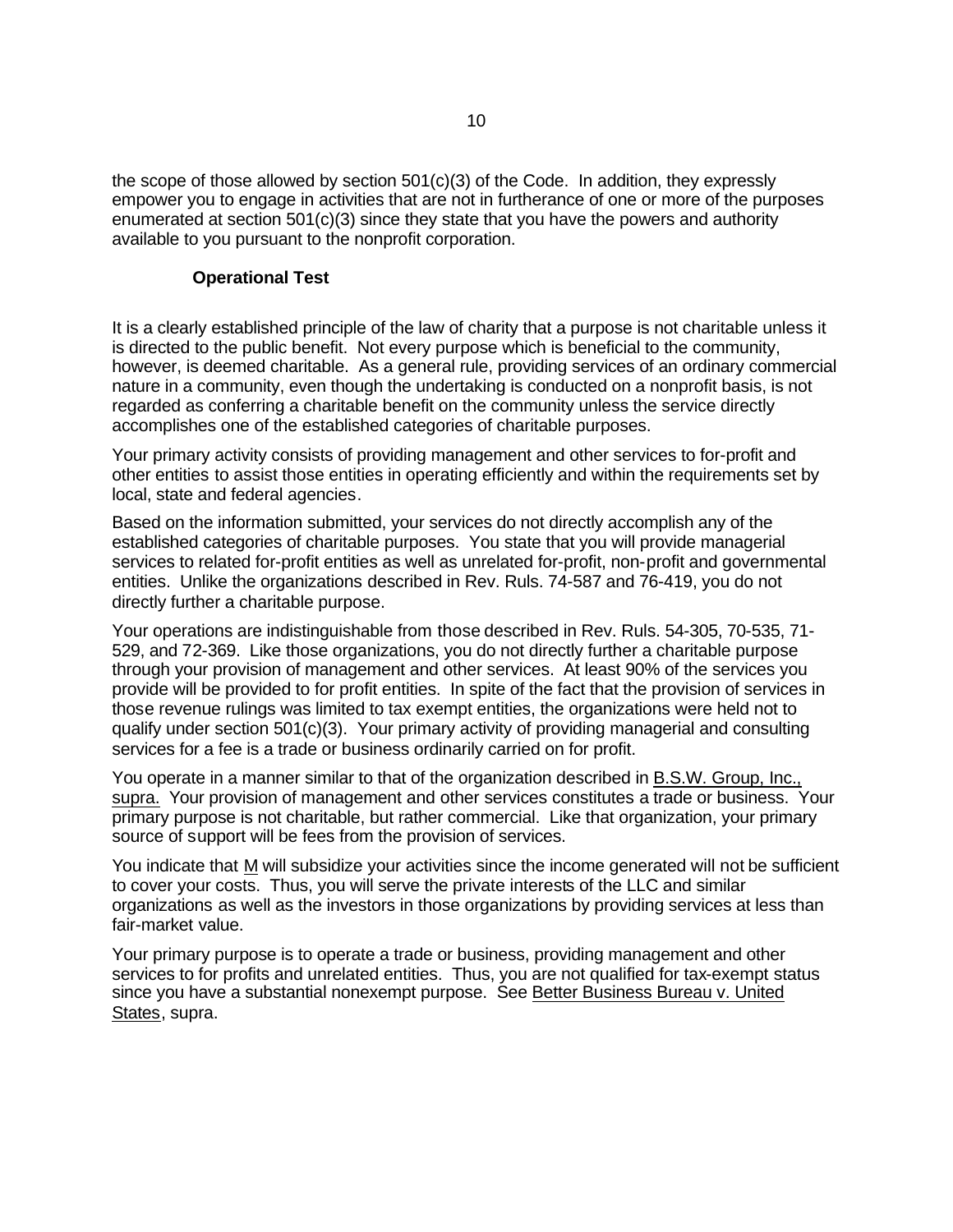the scope of those allowed by section 501(c)(3) of the Code. In addition, they expressly empower you to engage in activities that are not in furtherance of one or more of the purposes enumerated at section 501(c)(3) since they state that you have the powers and authority available to you pursuant to the nonprofit corporation.

### Operational Test

It is a clearly established principle of the law of charity that a purpose is not charitable unless it is directed to the public benefit. Not every purpose which is beneficial to the community, however, is deemed charitable. As a general rule, providing services of an ordinary commercial nature in a community, even though the undertaking is conducted on a nonprofit basis, is not regarded as conferring a charitable benefit on the community unless the service directly accomplishes one of the established categories of charitable purposes.

Your primary activity consists of providing management and other services to for-profit and other entities to assist those entities in operating efficiently and within the requirements set by local, state and federal agencies.

Based on the information submitted, your services do not directly accomplish any of the established categories of charitable purposes. You state that you will provide managerial services to related for-profit entities as well as unrelated for-profit, non-profit and governmental entities. Unlike the organizations described in Rev. Ruls. 74-587 and 76-419, you do not directly further a charitable purpose.

Your operations are indistinguishable from those described in Rev. Ruls. 54-305, 70-535, 71-529, and 72-369. Like those organizations, you do not directly further a charitable purpose through your provision of management and other services. At least 90% of the services you provide will be provided to for profit entities. In spite of the fact that the provision of services in those revenue rulings was limited to tax exempt entities, the organizations were held not to qualify under section 501(c)(3). Your primary activity of providing managerial and consulting services for a fee is a trade or business ordinarily carried on for profit.

You operate in a manner similar to that of the organization described in B.S.W. Group, Inc., supra. Your provision of management and other services constitutes a trade or business. Your primary purpose is not charitable, but rather commercial. Like that organization, your primary source of support will be fees from the provision of services.

You indicate that M will subsidize your activities since the income generated will not be sufficient to cover your costs. Thus, you will serve the private interests of the LLC and similar organizations as well as the investors in those organizations by providing services at less than fair-market value.

Your primary purpose is to operate a trade or business, providing management and other services to for profits and unrelated entities. Thus, you are not qualified for tax-exempt status since you have a substantial nonexempt purpose. See Better Business Bureau v. United States, supra.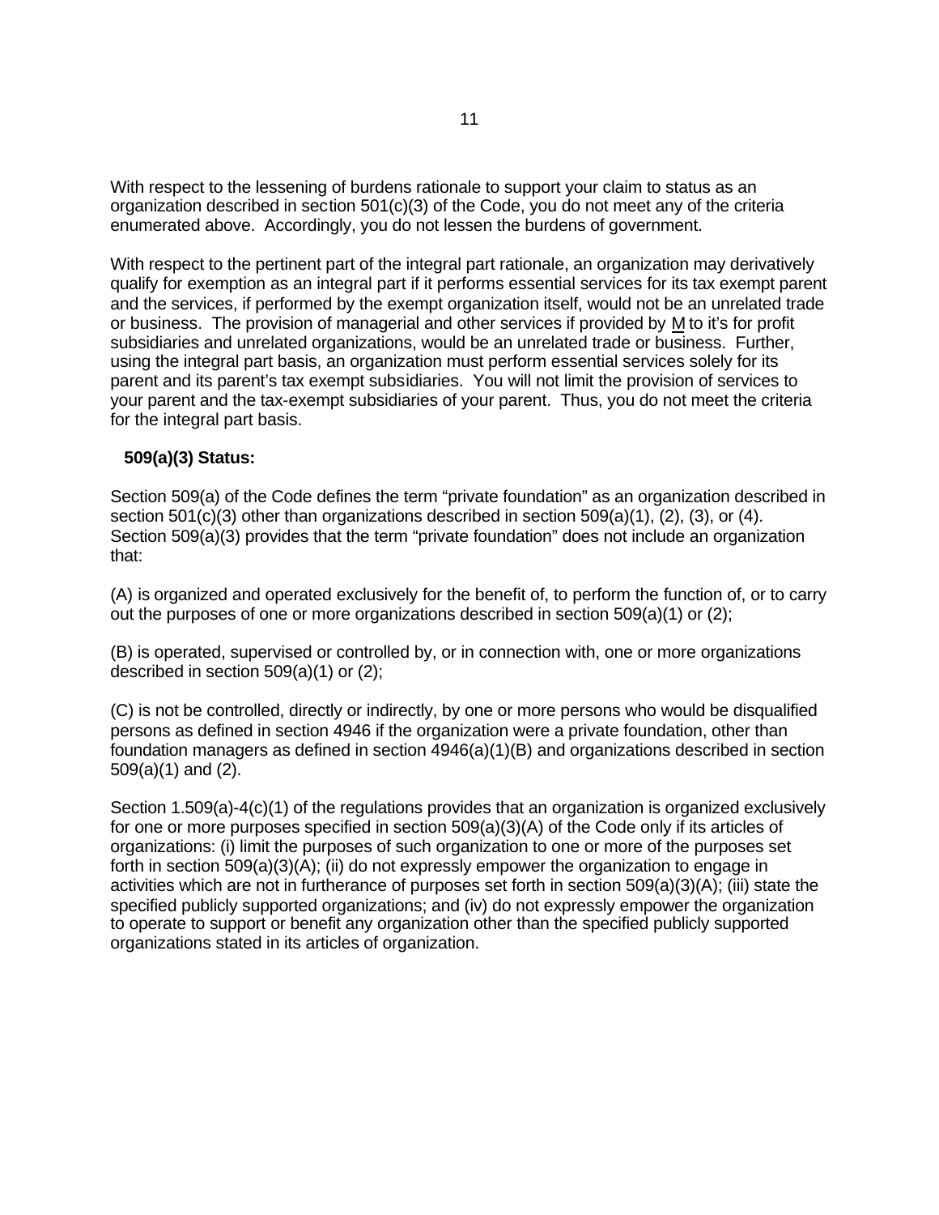With respect to the lessening of burdens rationale to support your claim to status as an organization described in section 501(c)(3) of the Code, you do not meet any of the criteria enumerated above. Accordingly, you do not lessen the burdens of government.

With respect to the pertinent part of the integral part rationale, an organization may derivatively qualify for exemption as an integral part if it performs essential services for its tax exempt parent and the services, if performed by the exempt organization itself, would not be an unrelated trade or business. The provision of managerial and other services if provided by M to it's for profit subsidiaries and unrelated organizations, would be an unrelated trade or business. Further, using the integral part basis, an organization must perform essential services solely for its parent and its parent's tax exempt subsidiaries. You will not limit the provision of services to your parent and the tax-exempt subsidiaries of your parent. Thus, you do not meet the criteria for the integral part basis.

**509(a)(3) Status:**

Section 509(a) of the Code defines the term "private foundation" as an organization described in section 501(c)(3) other than organizations described in section 509(a)(1), (2), (3), or (4). Section 509(a)(3) provides that the term "private foundation" does not include an organization that:

(A) is organized and operated exclusively for the benefit of, to perform the function of, or to carry out the purposes of one or more organizations described in section 509(a)(1) or (2);

(B) is operated, supervised or controlled by, or in connection with, one or more organizations described in section 509(a)(1) or (2);

(C) is not be controlled, directly or indirectly, by one or more persons who would be disqualified persons as defined in section 4946 if the organization were a private foundation, other than foundation managers as defined in section 4946(a)(1)(B) and organizations described in section 509(a)(1) and (2).

Section 1.509(a)-4(c)(1) of the regulations provides that an organization is organized exclusively for one or more purposes specified in section 509(a)(3)(A) of the Code only if its articles of organizations: (i) limit the purposes of such organization to one or more of the purposes set forth in section 509(a)(3)(A); (ii) do not expressly empower the organization to engage in activities which are not in furtherance of purposes set forth in section 509(a)(3)(A); (iii) state the specified publicly supported organizations; and (iv) do not expressly empower the organization to operate to support or benefit any organization other than the specified publicly supported organizations stated in its articles of organization.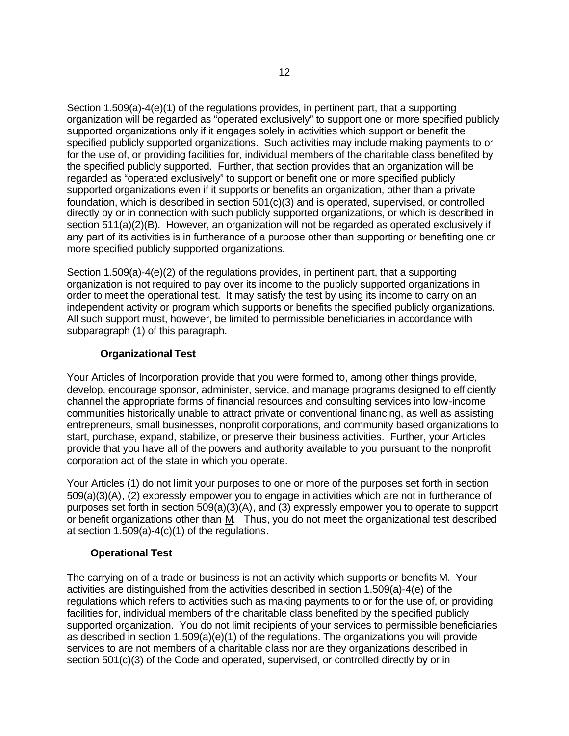Section 1.509(a)-4(e)(1) of the regulations provides, in pertinent part, that a supporting organization will be regarded as "operated exclusively" to support one or more specified publicly supported organizations only if it engages solely in activities which support or benefit the specified publicly supported organizations. Such activities may include making payments to or for the use of, or providing facilities for, individual members of the charitable class benefited by the specified publicly supported. Further, that section provides that an organization will be regarded as "operated exclusively" to support or benefit one or more specified publicly supported organizations even if it supports or benefits an organization, other than a private foundation, which is described in section 501(c)(3) and is operated, supervised, or controlled directly by or in connection with such publicly supported organizations, or which is described in section 511(a)(2)(B). However, an organization will not be regarded as operated exclusively if any part of its activities is in furtherance of a purpose other than supporting or benefiting one or more specified publicly supported organizations.

Section 1.509(a)-4(e)(2) of the regulations provides, in pertinent part, that a supporting organization is not required to pay over its income to the publicly supported organizations in order to meet the operational test. It may satisfy the test by using its income to carry on an independent activity or program which supports or benefits the specified publicly organizations. All such support must, however, be limited to permissible beneficiaries in accordance with subparagraph (1) of this paragraph.

**Organizational Test**

Your Articles of Incorporation provide that you were formed to, among other things provide, develop, encourage sponsor, administer, service, and manage programs designed to efficiently channel the appropriate forms of financial resources and consulting services into low-income communities historically unable to attract private or conventional financing, as well as assisting entrepreneurs, small businesses, nonprofit corporations, and community based organizations to start, purchase, expand, stabilize, or preserve their business activities. Further, your Articles provide that you have all of the powers and authority available to you pursuant to the nonprofit corporation act of the state in which you operate.

Your Articles (1) do not limit your purposes to one or more of the purposes set forth in section 509(a)(3)(A), (2) expressly empower you to engage in activities which are not in furtherance of purposes set forth in section 509(a)(3)(A), and (3) expressly empower you to operate to support or benefit organizations other than M. Thus, you do not meet the organizational test described at section 1.509(a)-4(c)(1) of the regulations.

**Operational Test**

The carrying on of a trade or business is not an activity which supports or benefits M. Your activities are distinguished from the activities described in section 1.509(a)-4(e) of the regulations which refers to activities such as making payments to or for the use of, or providing facilities for, individual members of the charitable class benefited by the specified publicly supported organization. You do not limit recipients of your services to permissible beneficiaries as described in section 1.509(a)(e)(1) of the regulations. The organizations you will provide services to are not members of a charitable class nor are they organizations described in section 501(c)(3) of the Code and operated, supervised, or controlled directly by or in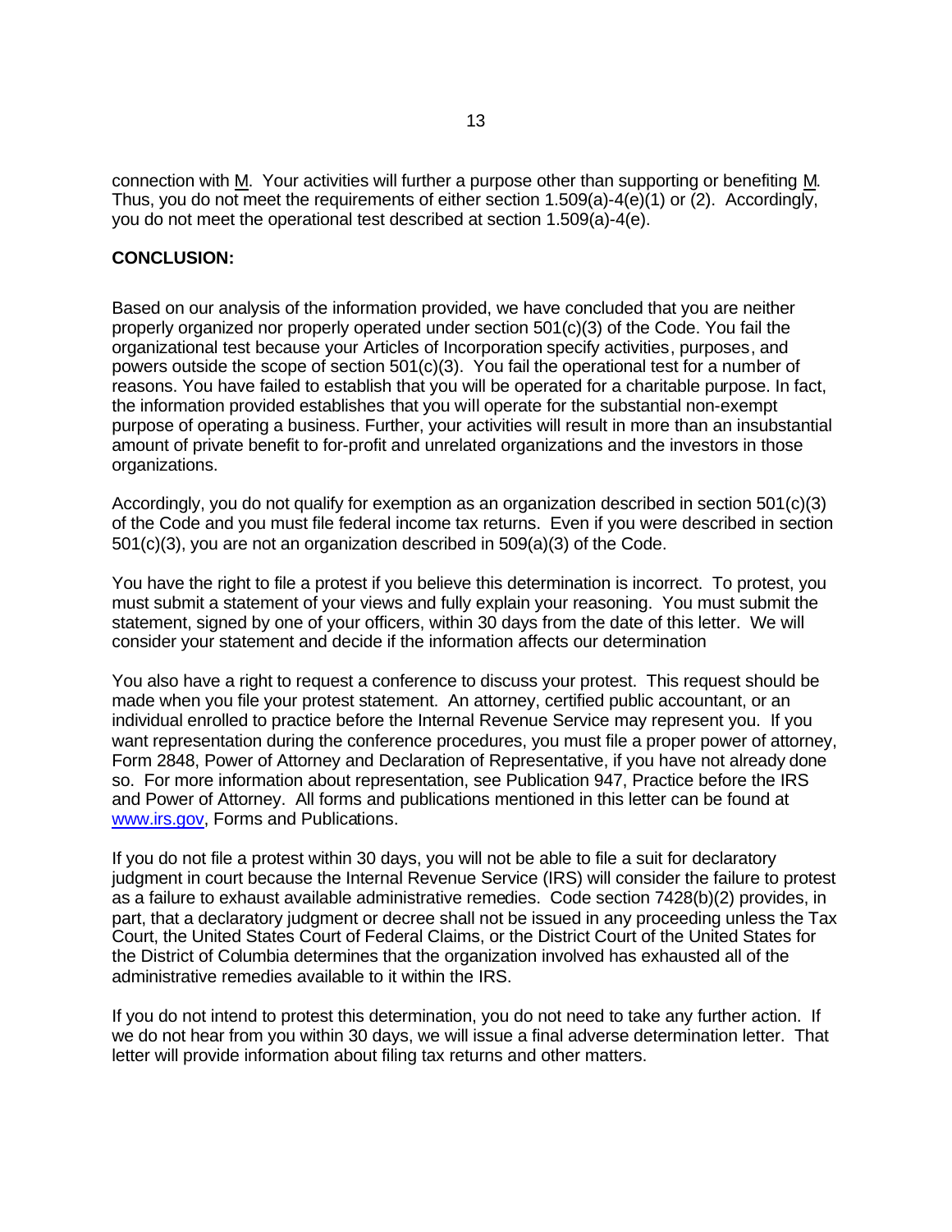connection with M. Your activities will further a purpose other than supporting or benefiting M. Thus, you do not meet the requirements of either section 1.509(a)-4(e)(1) or (2). Accordingly, you do not meet the operational test described at section 1.509(a)-4(e).

**CONCLUSION:**

Based on our analysis of the information provided, we have concluded that you are neither properly organized nor properly operated under section 501(c)(3) of the Code. You fail the organizational test because your Articles of Incorporation specify activities, purposes, and powers outside the scope of section 501(c)(3). You fail the operational test for a number of reasons. You have failed to establish that you will be operated for a charitable purpose. In fact, the information provided establishes that you will operate for the substantial non-exempt purpose of operating a business. Further, your activities will result in more than an insubstantial amount of private benefit to for-profit and unrelated organizations and the investors in those organizations.

Accordingly, you do not qualify for exemption as an organization described in section 501(c)(3) of the Code and you must file federal income tax returns. Even if you were described in section 501(c)(3), you are not an organization described in 509(a)(3) of the Code.

You have the right to file a protest if you believe this determination is incorrect. To protest, you must submit a statement of your views and fully explain your reasoning. You must submit the statement, signed by one of your officers, within 30 days from the date of this letter. We will consider your statement and decide if the information affects our determination

You also have a right to request a conference to discuss your protest. This request should be made when you file your protest statement. An attorney, certified public accountant, or an individual enrolled to practice before the Internal Revenue Service may represent you. If you want representation during the conference procedures, you must file a proper power of attorney, Form 2848, Power of Attorney and Declaration of Representative, if you have not already done so. For more information about representation, see Publication 947, Practice before the IRS and Power of Attorney. All forms and publications mentioned in this letter can be found at www.irs.gov, Forms and Publications.

If you do not file a protest within 30 days, you will not be able to file a suit for declaratory judgment in court because the Internal Revenue Service (IRS) will consider the failure to protest as a failure to exhaust available administrative remedies. Code section 7428(b)(2) provides, in part, that a declaratory judgment or decree shall not be issued in any proceeding unless the Tax Court, the United States Court of Federal Claims, or the District Court of the United States for the District of Columbia determines that the organization involved has exhausted all of the administrative remedies available to it within the IRS.

If you do not intend to protest this determination, you do not need to take any further action. If we do not hear from you within 30 days, we will issue a final adverse determination letter. That letter will provide information about filing tax returns and other matters.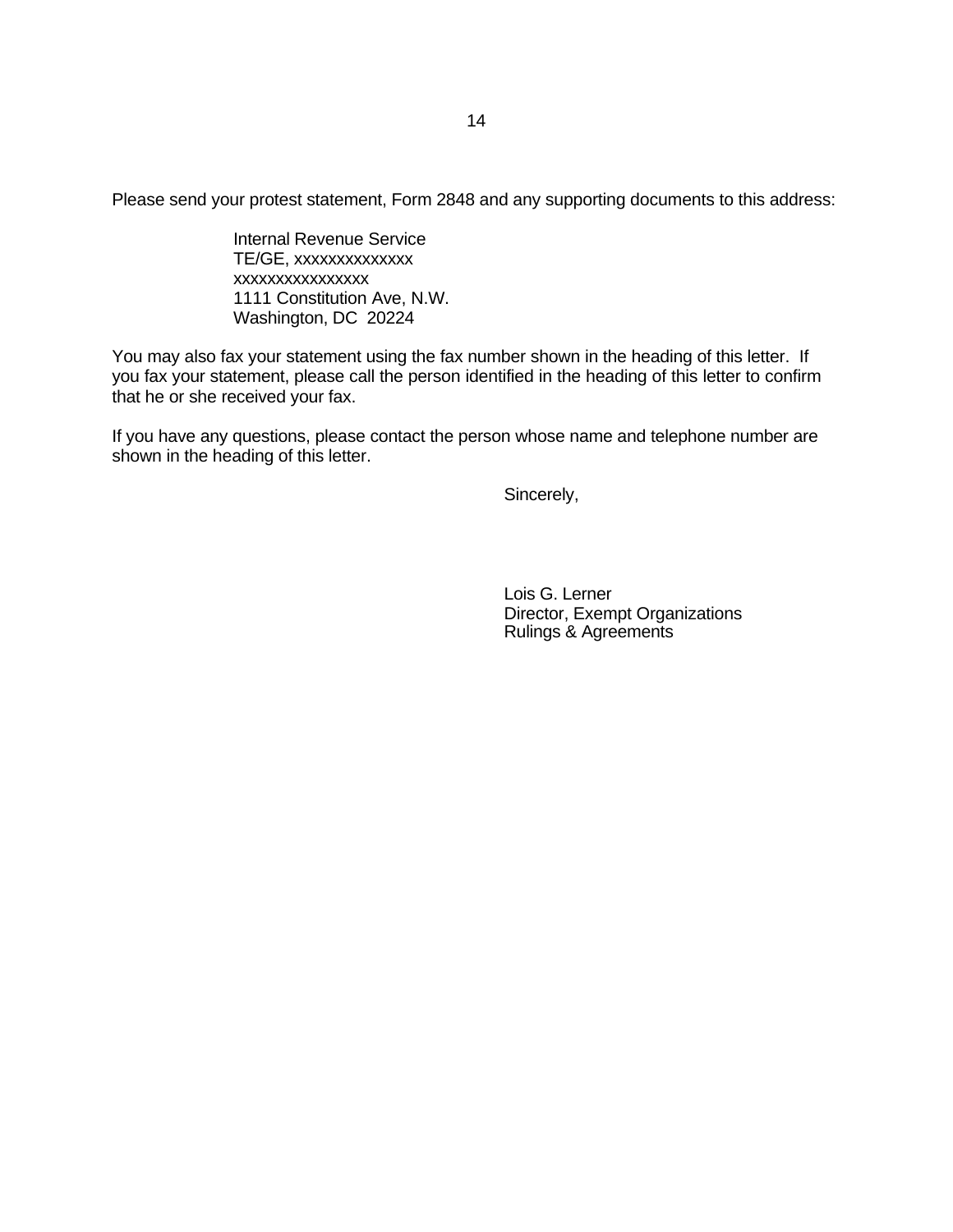Please send your protest statement, Form 2848 and any supporting documents to this address:

Internal Revenue Service
TE/GE, xxxxxxxxxxxxxx
xxxxxxxxxxxxxxxx
1111 Constitution Ave, N.W.
Washington, DC 20224

You may also fax your statement using the fax number shown in the heading of this letter. If you fax your statement, please call the person identified in the heading of this letter to confirm that he or she received your fax.

If you have any questions, please contact the person whose name and telephone number are shown in the heading of this letter.

Sincerely,

Lois G. Lerner
Director, Exempt Organizations
Rulings & Agreements